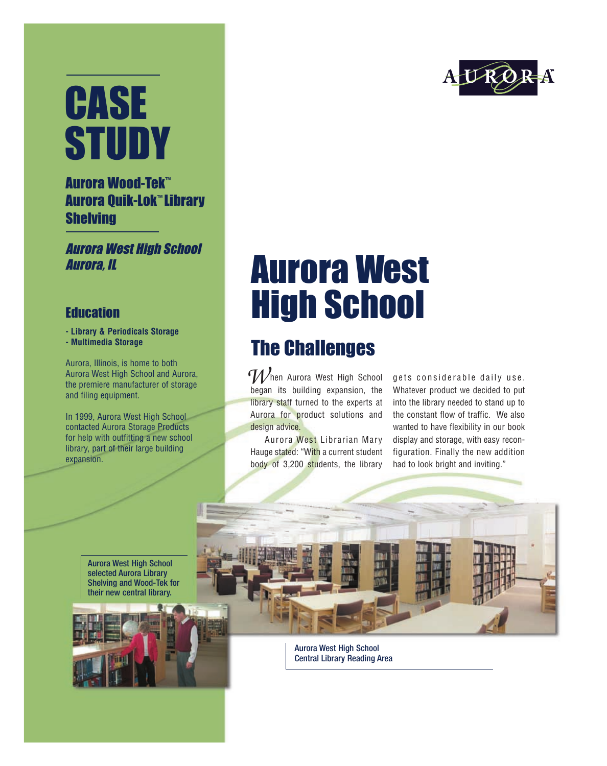# CASE STUDY

**Aurora Wood-Tek™**
**Aurora Quik-Lok™ Library Shelving**

***Aurora West High School***
***Aurora, IL***

## Education

- **Library & Periodicals Storage**
- **Multimedia Storage**

Aurora, Illinois, is home to both Aurora West High School and Aurora, the premiere manufacturer of storage and filing equipment.

In 1999, Aurora West High School contacted Aurora Storage Products for help with outfitting a new school library, part of their large building expansion.

AURORA™

# Aurora West High School

## The Challenges

When Aurora West High School began its building expansion, the library staff turned to the experts at Aurora for product solutions and design advice.

Aurora West Librarian Mary Hauge stated: "With a current student body of 3,200 students, the library gets considerable daily use. Whatever product we decided to put into the library needed to stand up to the constant flow of traffic. We also wanted to have flexibility in our book display and storage, with easy reconfiguration. Finally the new addition had to look bright and inviting."

Aurora West High School selected Aurora Library Shelving and Wood-Tek for their new central library.

Aurora West High School Central Library Reading Area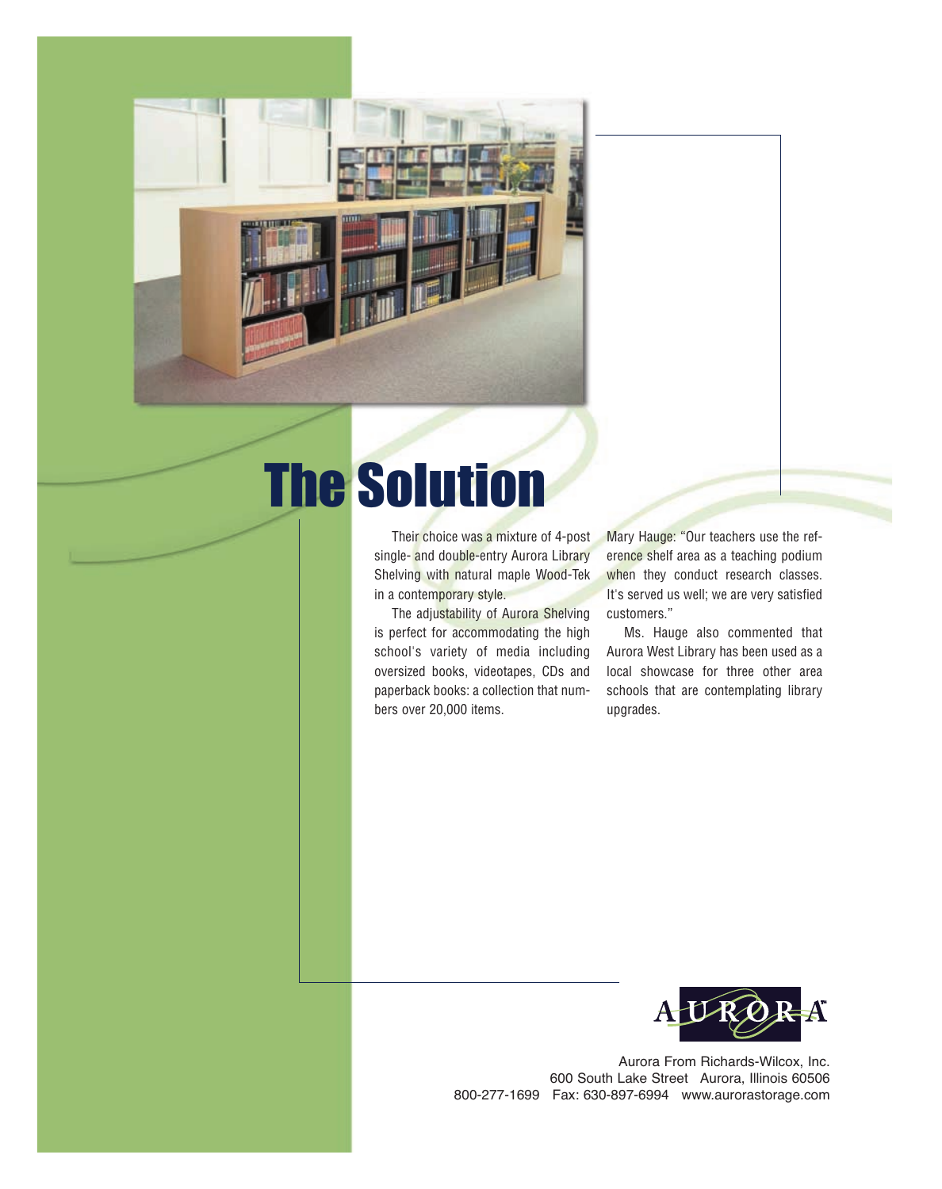# The Solution

Their choice was a mixture of 4-post single- and double-entry Aurora Library Shelving with natural maple Wood-Tek in a contemporary style.

The adjustability of Aurora Shelving is perfect for accommodating the high school's variety of media including oversized books, videotapes, CDs and paperback books: a collection that numbers over 20,000 items.

Mary Hauge: "Our teachers use the reference shelf area as a teaching podium when they conduct research classes. It's served us well; we are very satisfied customers."

Ms. Hauge also commented that Aurora West Library has been used as a local showcase for three other area schools that are contemplating library upgrades.

AURORA™

Aurora From Richards-Wilcox, Inc.
600 South Lake Street Aurora, Illinois 60506
800-277-1699 Fax: 630-897-6994 www.aurorastorage.com